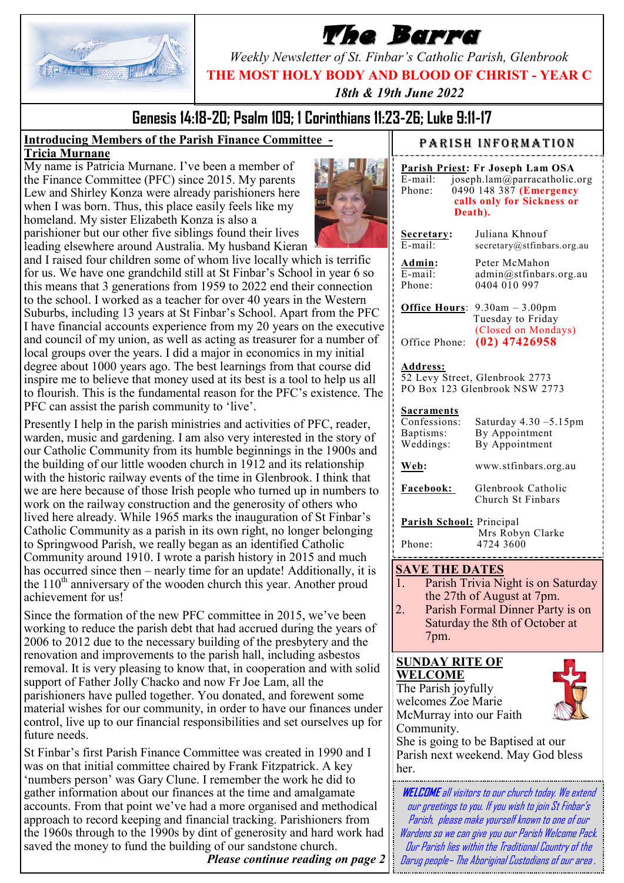# The Barra

*Weekly Newsletter of St. Finbar's Catholic Parish, Glenbrook*

**THE MOST HOLY BODY AND BLOOD OF CHRIST - YEAR C**

*18th & 19th June 2022*

## Genesis 14:18-20; Psalm 109; 1 Corinthians 11:23-26; Luke 9:11-17

### Introducing Members of the Parish Finance Committee - Tricia Murnane

My name is Patricia Murnane. I've been a member of the Finance Committee (PFC) since 2015. My parents Lew and Shirley Konza were already parishioners here when I was born. Thus, this place easily feels like my homeland. My sister Elizabeth Konza is also a parishioner but our other five siblings found their lives leading elsewhere around Australia. My husband Kieran and I raised four children some of whom live locally which is terrific for us. We have one grandchild still at St Finbar's School in year 6 so this means that 3 generations from 1959 to 2022 end their connection to the school. I worked as a teacher for over 40 years in the Western Suburbs, including 13 years at St Finbar's School. Apart from the PFC I have financial accounts experience from my 20 years on the executive and council of my union, as well as acting as treasurer for a number of local groups over the years. I did a major in economics in my initial degree about 1000 years ago. The best learnings from that course did inspire me to believe that money used at its best is a tool to help us all to flourish. This is the fundamental reason for the PFC's existence. The PFC can assist the parish community to 'live'.

Presently I help in the parish ministries and activities of PFC, reader, warden, music and gardening. I am also very interested in the story of our Catholic Community from its humble beginnings in the 1900s and the building of our little wooden church in 1912 and its relationship with the historic railway events of the time in Glenbrook. I think that we are here because of those Irish people who turned up in numbers to work on the railway construction and the generosity of others who lived here already. While 1965 marks the inauguration of St Finbar's Catholic Community as a parish in its own right, no longer belonging to Springwood Parish, we really began as an identified Catholic Community around 1910. I wrote a parish history in 2015 and much has occurred since then – nearly time for an update! Additionally, it is the 110th anniversary of the wooden church this year. Another proud achievement for us!

Since the formation of the new PFC committee in 2015, we've been working to reduce the parish debt that had accrued during the years of 2006 to 2012 due to the necessary building of the presbytery and the renovation and improvements to the parish hall, including asbestos removal. It is very pleasing to know that, in cooperation and with solid support of Father Jolly Chacko and now Fr Joe Lam, all the parishioners have pulled together. You donated, and forewent some material wishes for our community, in order to have our finances under control, live up to our financial responsibilities and set ourselves up for future needs.

St Finbar's first Parish Finance Committee was created in 1990 and I was on that initial committee chaired by Frank Fitzpatrick. A key 'numbers person' was Gary Clune. I remember the work he did to gather information about our finances at the time and amalgamate accounts. From that point we've had a more organised and methodical approach to record keeping and financial tracking. Parishioners from the 1960s through to the 1990s by dint of generosity and hard work had saved the money to fund the building of our sandstone church.

***Please continue reading on page 2***

### PARISH INFORMATION

**Parish Priest: Fr Joseph Lam OSA**
E-mail: joseph.lam@parracatholic.org
Phone: 0490 148 387 **(Emergency calls only for Sickness or Death).**

**Secretary:** Juliana Khnouf
E-mail: secretary@stfinbars.org.au

**Admin:** Peter McMahon
E-mail: admin@stfinbars.org.au
Phone: 0404 010 997

**Office Hours**: 9.30am – 3.00pm Tuesday to Friday (Closed on Mondays)
Office Phone: **(02) 47426958**

**Address:**
52 Levy Street, Glenbrook 2773
PO Box 123 Glenbrook NSW 2773

**Sacraments**
Confessions: Saturday 4.30 –5.15pm
Baptisms: By Appointment
Weddings: By Appointment

**Web:** www.stfinbars.org.au

**Facebook:** Glenbrook Catholic Church St Finbars

**Parish School:** Principal Mrs Robyn Clarke
Phone: 4724 3600

### SAVE THE DATES

1. Parish Trivia Night is on Saturday the 27th of August at 7pm.
2. Parish Formal Dinner Party is on Saturday the 8th of October at 7pm.

### SUNDAY RITE OF WELCOME

The Parish joyfully welcomes Zoe Marie McMurray into our Faith Community.
She is going to be Baptised at our Parish next weekend. May God bless her.

***WELCOME** all visitors to our church today. We extend our greetings to you. If you wish to join St Finbar's Parish, please make yourself known to one of our Wardens so we can give you our Parish Welcome Pack. Our Parish lies within the Traditional Country of the Darug people– The Aboriginal Custodians of our area.*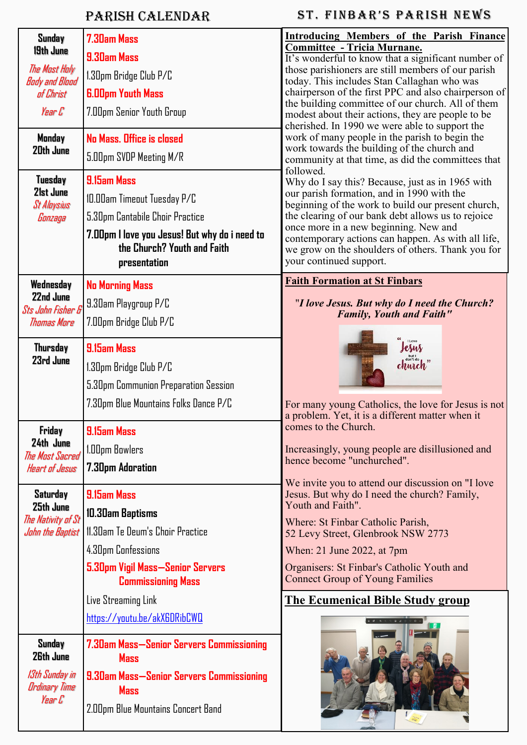# PARISH CALENDAR

| | |
|---|---|
| **Sunday 19th June** *The Most Holy Body and Blood of Christ Year C* | **7.30am Mass**<br>**9.30am Mass**<br>1.30pm Bridge Club P/C<br>**6.00pm Youth Mass**<br>7.00pm Senior Youth Group |
| **Monday 20th June** | **No Mass. Office is closed**<br>5.00pm SVDP Meeting M/R |
| **Tuesday 21st June** *St Aloysius Gonzaga* | **9.15am Mass**<br>10.00am Timeout Tuesday P/C<br>5.30pm Cantabile Choir Practice<br>**7.00pm I love you Jesus! But why do i need to the Church? Youth and Faith presentation** |
| **Wednesday 22nd June** *Sts John Fisher & Thomas More* | **No Morning Mass**<br>9.30am Playgroup P/C<br>7.00pm Bridge Club P/C |
| **Thursday 23rd June** | **9.15am Mass**<br>1.30pm Bridge Club P/C<br>5.30pm Communion Preparation Session<br>7.30pm Blue Mountains Folks Dance P/C |
| **Friday 24th June** *The Most Sacred Heart of Jesus* | **9.15am Mass**<br>1.00pm Bowlers<br>**7.30pm Adoration** |
| **Saturday 25th June** *The Nativity of St John the Baptist* | **9.15am Mass**<br>**10.30am Baptisms**<br>11.30am Te Deum's Choir Practice<br>4.30pm Confessions<br>**5.30pm Vigil Mass—Senior Servers Commissioning Mass**<br>Live Streaming Link<br>https://youtu.be/akX6DRibCWQ |
| **Sunday 26th June** *13th Sunday in Ordinary Time Year C* | **7.30am Mass—Senior Servers Commissioning Mass**<br>**9.30am Mass—Senior Servers Commissioning Mass**<br>2.00pm Blue Mountains Concert Band |

# ST. FINBAR'S PARISH NEWS

## Introducing Members of the Parish Finance Committee - Tricia Murnane.

It's wonderful to know that a significant number of those parishioners are still members of our parish today. This includes Stan Callaghan who was chairperson of the first PPC and also chairperson of the building committee of our church. All of them modest about their actions, they are people to be cherished. In 1990 we were able to support the work of many people in the parish to begin the work towards the building of the church and community at that time, as did the committees that followed.

Why do I say this? Because, just as in 1965 with our parish formation, and in 1990 with the beginning of the work to build our present church, the clearing of our bank debt allows us to rejoice once more in a new beginning. New and contemporary actions can happen. As with all life, we grow on the shoulders of others. Thank you for your continued support.

## Faith Formation at St Finbars

***"I love Jesus. But why do I need the Church? Family, Youth and Faith"***

For many young Catholics, the love for Jesus is not a problem. Yet, it is a different matter when it comes to the Church.

Increasingly, young people are disillusioned and hence become "unchurched".

We invite you to attend our discussion on "I love Jesus. But why do I need the church? Family, Youth and Faith".

Where: St Finbar Catholic Parish,
52 Levy Street, Glenbrook NSW 2773

When: 21 June 2022, at 7pm

Organisers: St Finbar's Catholic Youth and Connect Group of Young Families

## The Ecumenical Bible Study group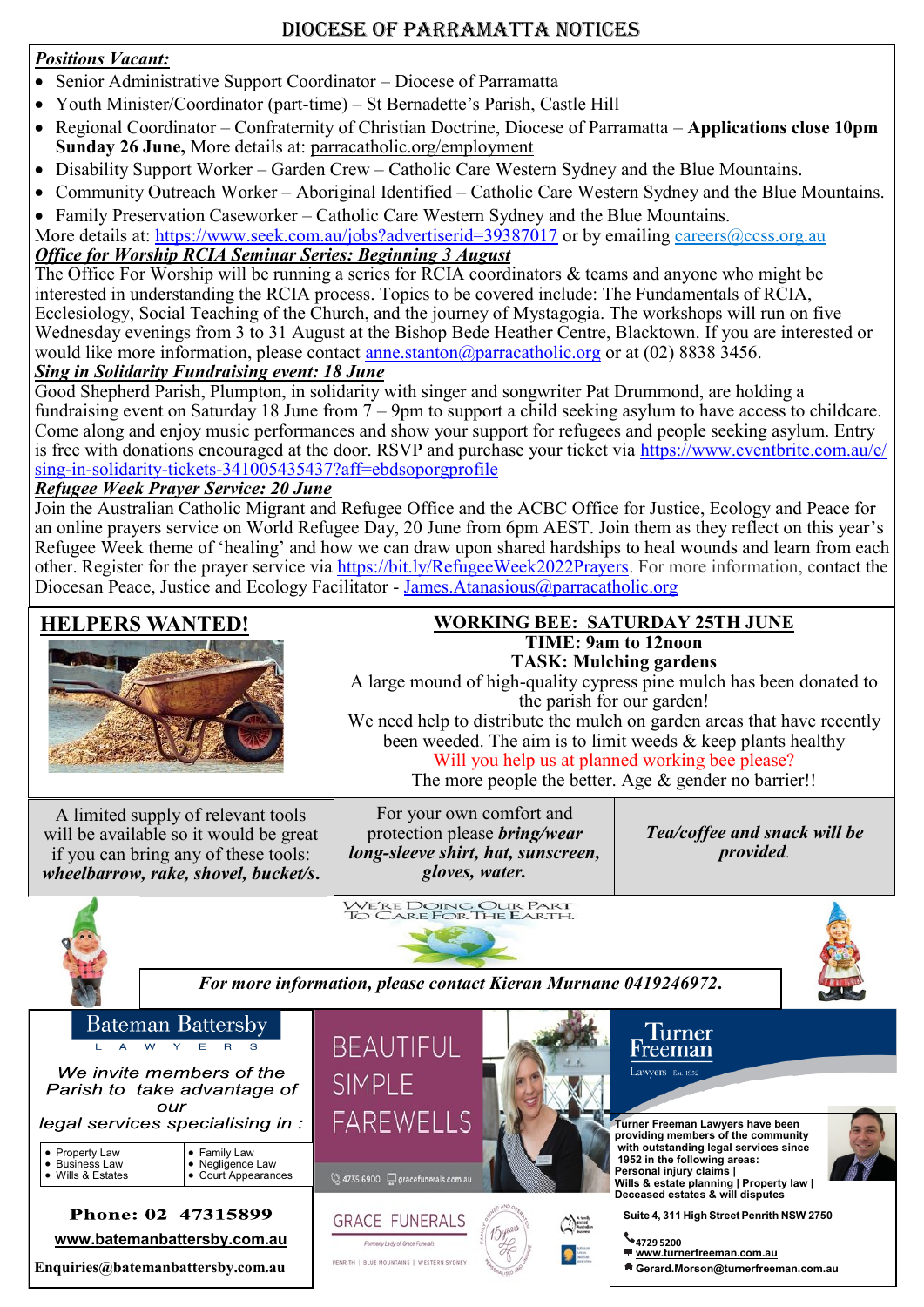# DIOCESE OF PARRAMATTA NOTICES

***Positions Vacant:***

- Senior Administrative Support Coordinator – Diocese of Parramatta
- Youth Minister/Coordinator (part-time) – St Bernadette's Parish, Castle Hill
- Regional Coordinator – Confraternity of Christian Doctrine, Diocese of Parramatta – **Applications close 10pm Sunday 26 June,** More details at: parracatholic.org/employment
- Disability Support Worker – Garden Crew – Catholic Care Western Sydney and the Blue Mountains.
- Community Outreach Worker – Aboriginal Identified – Catholic Care Western Sydney and the Blue Mountains.
- Family Preservation Caseworker – Catholic Care Western Sydney and the Blue Mountains.

More details at: https://www.seek.com.au/jobs?advertiserid=39387017 or by emailing careers@ccss.org.au

***Office for Worship RCIA Seminar Series: Beginning 3 August***

The Office For Worship will be running a series for RCIA coordinators & teams and anyone who might be interested in understanding the RCIA process. Topics to be covered include: The Fundamentals of RCIA, Ecclesiology, Social Teaching of the Church, and the journey of Mystagogia. The workshops will run on five Wednesday evenings from 3 to 31 August at the Bishop Bede Heather Centre, Blacktown. If you are interested or would like more information, please contact anne.stanton@parracatholic.org or at (02) 8838 3456.

***Sing in Solidarity Fundraising event: 18 June***

Good Shepherd Parish, Plumpton, in solidarity with singer and songwriter Pat Drummond, are holding a fundraising event on Saturday 18 June from 7 – 9pm to support a child seeking asylum to have access to childcare. Come along and enjoy music performances and show your support for refugees and people seeking asylum. Entry is free with donations encouraged at the door. RSVP and purchase your ticket via https://www.eventbrite.com.au/e/sing-in-solidarity-tickets-341005435437?aff=ebdsoporgprofile

***Refugee Week Prayer Service: 20 June***

Join the Australian Catholic Migrant and Refugee Office and the ACBC Office for Justice, Ecology and Peace for an online prayers service on World Refugee Day, 20 June from 6pm AEST. Join them as they reflect on this year's Refugee Week theme of 'healing' and how we can draw upon shared hardships to heal wounds and learn from each other. Register for the prayer service via https://bit.ly/RefugeeWeek2022Prayers. For more information, contact the Diocesan Peace, Justice and Ecology Facilitator - James.Atanasious@parracatholic.org

## HELPERS WANTED!

**WORKING BEE: SATURDAY 25TH JUNE**

**TIME: 9am to 12noon**

**TASK: Mulching gardens**

A large mound of high-quality cypress pine mulch has been donated to the parish for our garden!

We need help to distribute the mulch on garden areas that have recently been weeded. The aim is to limit weeds & keep plants healthy

Will you help us at planned working bee please?

The more people the better. Age & gender no barrier!!

A limited supply of relevant tools will be available so it would be great if you can bring any of these tools: ***wheelbarrow, rake, shovel, bucket/s.***

For your own comfort and protection please ***bring/wear long-sleeve shirt, hat, sunscreen, gloves, water.***

***Tea/coffee and snack will be provided.***

WE'RE DOING OUR PART TO CARE FOR THE EARTH.

***For more information, please contact Kieran Murnane 0419246972.***

**Bateman Battersby**
LAWYERS

*We invite members of the Parish to take advantage of our legal services specialising in :*

- Property Law
- Business Law
- Wills & Estates
- Family Law
- Negligence Law
- Court Appearances

**Phone: 02 47315899**

**www.batemanbattersby.com.au**

**Enquiries@batemanbattersby.com.au**

BEAUTIFUL SIMPLE FAREWELLS

4735 6900 gracefunerals.com.au

GRACE FUNERALS

Formerly Lady of Grace Funerals

PENRITH | BLUE MOUNTAINS | WESTERN SYDNEY

**Turner Freeman**
Lawyers Est. 1952

**Turner Freeman Lawyers have been providing members of the community with outstanding legal services since 1952 in the following areas:**

**Personal injury claims |**
**Wills & estate planning | Property law |**
**Deceased estates & will disputes**

**Suite 4, 311 High Street Penrith NSW 2750**

**4729 5200**

**www.turnerfreeman.com.au**

**Gerard.Morson@turnerfreeman.com.au**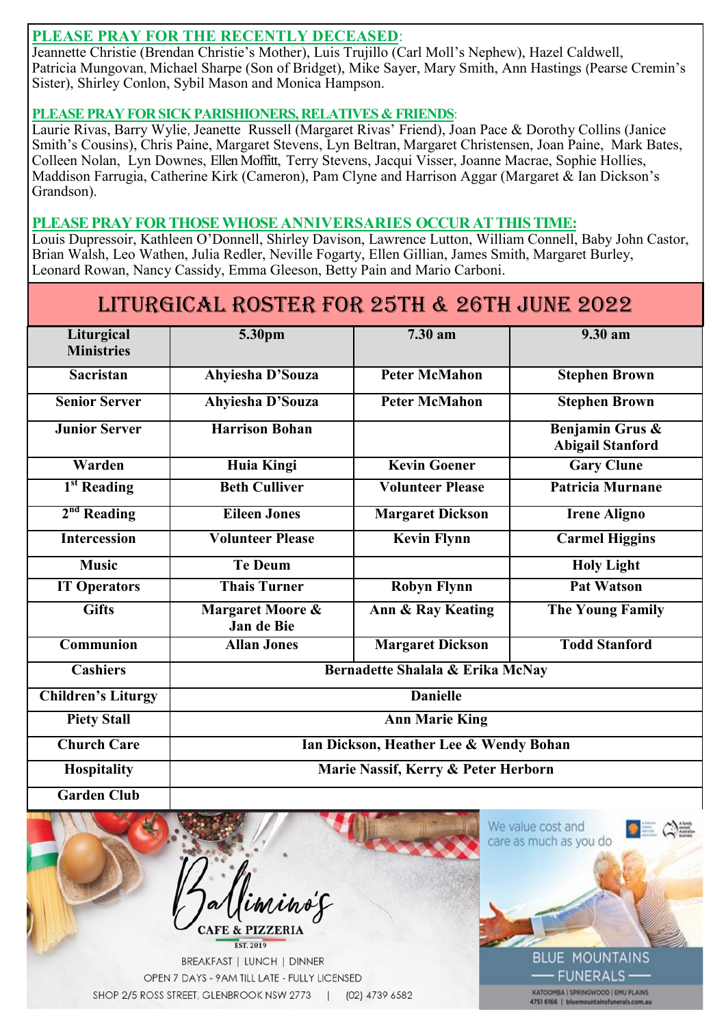**PLEASE PRAY FOR THE RECENTLY DECEASED**:
Jeannette Christie (Brendan Christie's Mother), Luis Trujillo (Carl Moll's Nephew), Hazel Caldwell, Patricia Mungovan, Michael Sharpe (Son of Bridget), Mike Sayer, Mary Smith, Ann Hastings (Pearse Cremin's Sister), Shirley Conlon, Sybil Mason and Monica Hampson.

**PLEASE PRAY FOR SICK PARISHIONERS, RELATIVES & FRIENDS**:
Laurie Rivas, Barry Wylie, Jeanette Russell (Margaret Rivas' Friend), Joan Pace & Dorothy Collins (Janice Smith's Cousins), Chris Paine, Margaret Stevens, Lyn Beltran, Margaret Christensen, Joan Paine, Mark Bates, Colleen Nolan, Lyn Downes, Ellen Moffitt, Terry Stevens, Jacqui Visser, Joanne Macrae, Sophie Hollies, Maddison Farrugia, Catherine Kirk (Cameron), Pam Clyne and Harrison Aggar (Margaret & Ian Dickson's Grandson).

**PLEASE PRAY FOR THOSE WHOSE ANNIVERSARIES OCCUR AT THIS TIME:**
Louis Dupressoir, Kathleen O'Donnell, Shirley Davison, Lawrence Lutton, William Connell, Baby John Castor, Brian Walsh, Leo Wathen, Julia Redler, Neville Fogarty, Ellen Gillian, James Smith, Margaret Burley, Leonard Rowan, Nancy Cassidy, Emma Gleeson, Betty Pain and Mario Carboni.

## LITURGICAL ROSTER FOR 25TH & 26TH JUNE 2022

| Liturgical Ministries | 5.30pm | 7.30 am | 9.30 am |
|---|---|---|---|
| Sacristan | Ahyiesha D'Souza | Peter McMahon | Stephen Brown |
| Senior Server | Ahyiesha D'Souza | Peter McMahon | Stephen Brown |
| Junior Server | Harrison Bohan | | Benjamin Grus & Abigail Stanford |
| Warden | Huia Kingi | Kevin Goener | Gary Clune |
| 1st Reading | Beth Culliver | Volunteer Please | Patricia Murnane |
| 2nd Reading | Eileen Jones | Margaret Dickson | Irene Aligno |
| Intercession | Volunteer Please | Kevin Flynn | Carmel Higgins |
| Music | Te Deum | | Holy Light |
| IT Operators | Thais Turner | Robyn Flynn | Pat Watson |
| Gifts | Margaret Moore & Jan de Bie | Ann & Ray Keating | The Young Family |
| Communion | Allan Jones | Margaret Dickson | Todd Stanford |
| Cashiers | Bernadette Shalala & Erika McNay | | |
| Children's Liturgy | Danielle | | |
| Piety Stall | Ann Marie King | | |
| Church Care | Ian Dickson, Heather Lee & Wendy Bohan | | |
| Hospitality | Marie Nassif, Kerry & Peter Herborn | | |
| Garden Club | | | |

Ballimino's CAFE & PIZZERIA EST. 2019
BREAKFAST | LUNCH | DINNER
OPEN 7 DAYS - 9AM TILL LATE - FULLY LICENSED
SHOP 2/5 ROSS STREET, GLENBROOK NSW 2773 | (02) 4739 6582

We value cost and care as much as you do
BLUE MOUNTAINS FUNERALS
KATOOMBA | SPRINGWOOD | EMU PLAINS
4751 6166 | bluemountainsfunerals.com.au